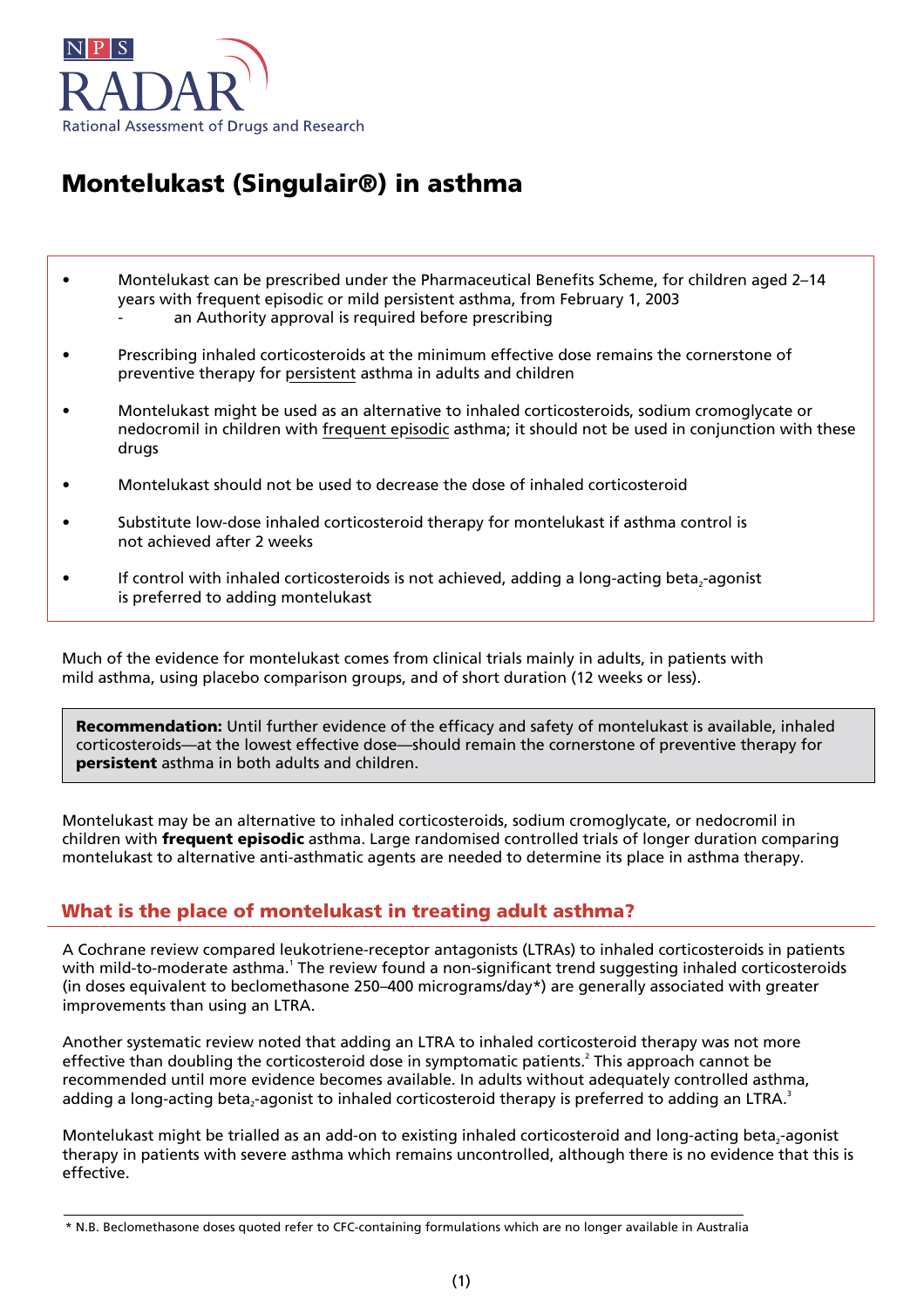NPS RADAR

Rational Assessment of Drugs and Research

# Montelukast (Singulair®) in asthma

- Montelukast can be prescribed under the Pharmaceutical Benefits Scheme, for children aged 2–14 years with frequent episodic or mild persistent asthma, from February 1, 2003
  - an Authority approval is required before prescribing
- Prescribing inhaled corticosteroids at the minimum effective dose remains the cornerstone of preventive therapy for persistent asthma in adults and children
- Montelukast might be used as an alternative to inhaled corticosteroids, sodium cromoglycate or nedocromil in children with frequent episodic asthma; it should not be used in conjunction with these drugs
- Montelukast should not be used to decrease the dose of inhaled corticosteroid
- Substitute low-dose inhaled corticosteroid therapy for montelukast if asthma control is not achieved after 2 weeks
- If control with inhaled corticosteroids is not achieved, adding a long-acting beta$_2$-agonist is preferred to adding montelukast

Much of the evidence for montelukast comes from clinical trials mainly in adults, in patients with mild asthma, using placebo comparison groups, and of short duration (12 weeks or less).

**Recommendation:** Until further evidence of the efficacy and safety of montelukast is available, inhaled corticosteroids—at the lowest effective dose—should remain the cornerstone of preventive therapy for **persistent** asthma in both adults and children.

Montelukast may be an alternative to inhaled corticosteroids, sodium cromoglycate, or nedocromil in children with **frequent episodic** asthma. Large randomised controlled trials of longer duration comparing montelukast to alternative anti-asthmatic agents are needed to determine its place in asthma therapy.

## What is the place of montelukast in treating adult asthma?

A Cochrane review compared leukotriene-receptor antagonists (LTRAs) to inhaled corticosteroids in patients with mild-to-moderate asthma.[1] The review found a non-significant trend suggesting inhaled corticosteroids (in doses equivalent to beclomethasone 250–400 micrograms/day*) are generally associated with greater improvements than using an LTRA.

Another systematic review noted that adding an LTRA to inhaled corticosteroid therapy was not more effective than doubling the corticosteroid dose in symptomatic patients.[2] This approach cannot be recommended until more evidence becomes available. In adults without adequately controlled asthma, adding a long-acting beta$_2$-agonist to inhaled corticosteroid therapy is preferred to adding an LTRA.[3]

Montelukast might be trialled as an add-on to existing inhaled corticosteroid and long-acting beta$_2$-agonist therapy in patients with severe asthma which remains uncontrolled, although there is no evidence that this is effective.

\* N.B. Beclomethasone doses quoted refer to CFC-containing formulations which are no longer available in Australia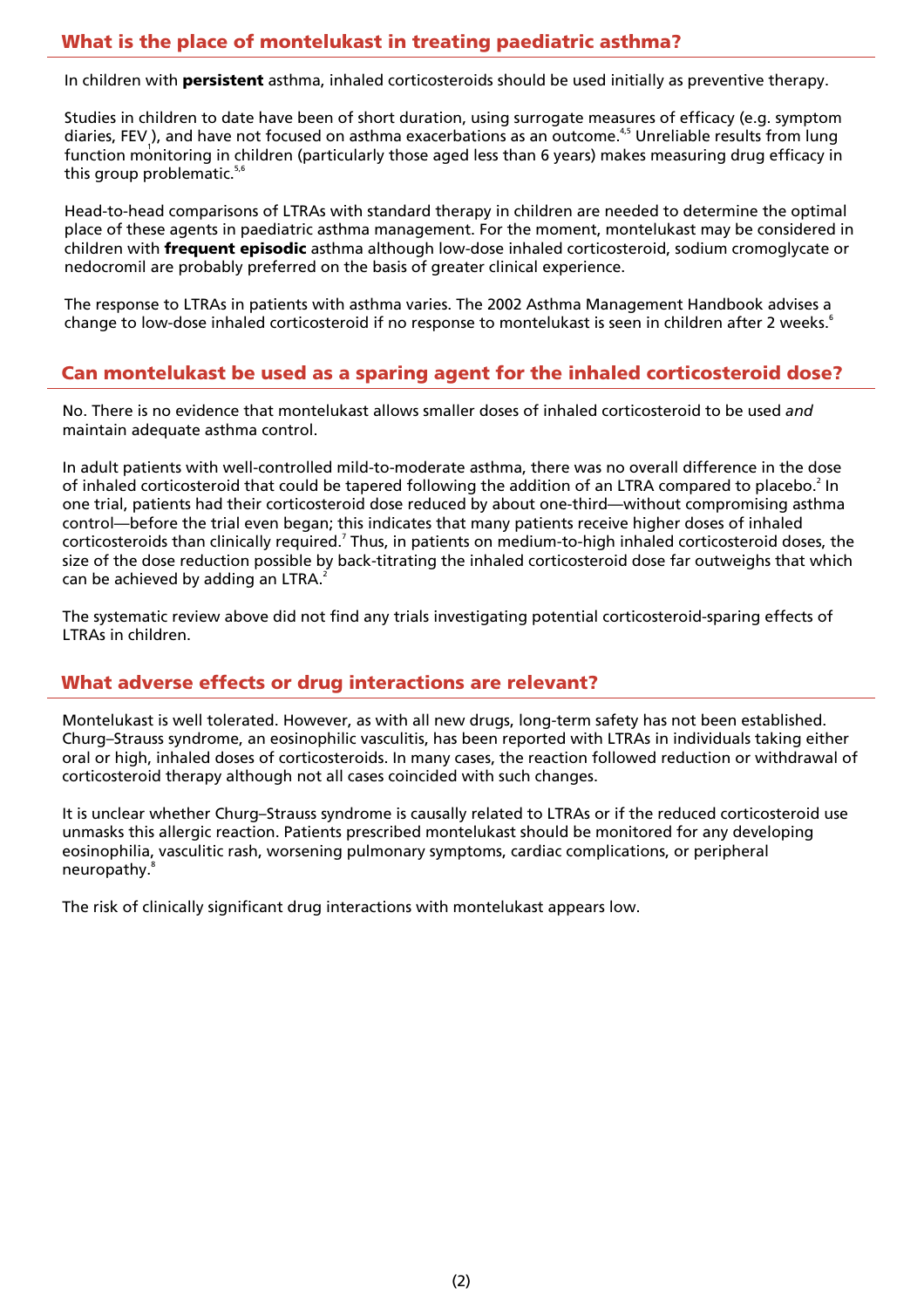## What is the place of montelukast in treating paediatric asthma?

In children with **persistent** asthma, inhaled corticosteroids should be used initially as preventive therapy.

Studies in children to date have been of short duration, using surrogate measures of efficacy (e.g. symptom diaries, $FEV_1$), and have not focused on asthma exacerbations as an outcome.[4,5] Unreliable results from lung function monitoring in children (particularly those aged less than 6 years) makes measuring drug efficacy in this group problematic.[5,6]

Head-to-head comparisons of LTRAs with standard therapy in children are needed to determine the optimal place of these agents in paediatric asthma management. For the moment, montelukast may be considered in children with **frequent episodic** asthma although low-dose inhaled corticosteroid, sodium cromoglycate or nedocromil are probably preferred on the basis of greater clinical experience.

The response to LTRAs in patients with asthma varies. The 2002 Asthma Management Handbook advises a change to low-dose inhaled corticosteroid if no response to montelukast is seen in children after 2 weeks.[6]

## Can montelukast be used as a sparing agent for the inhaled corticosteroid dose?

No. There is no evidence that montelukast allows smaller doses of inhaled corticosteroid to be used *and* maintain adequate asthma control.

In adult patients with well-controlled mild-to-moderate asthma, there was no overall difference in the dose of inhaled corticosteroid that could be tapered following the addition of an LTRA compared to placebo.[2] In one trial, patients had their corticosteroid dose reduced by about one-third—without compromising asthma control—before the trial even began; this indicates that many patients receive higher doses of inhaled corticosteroids than clinically required.[7] Thus, in patients on medium-to-high inhaled corticosteroid doses, the size of the dose reduction possible by back-titrating the inhaled corticosteroid dose far outweighs that which can be achieved by adding an LTRA.[2]

The systematic review above did not find any trials investigating potential corticosteroid-sparing effects of LTRAs in children.

## What adverse effects or drug interactions are relevant?

Montelukast is well tolerated. However, as with all new drugs, long-term safety has not been established. Churg–Strauss syndrome, an eosinophilic vasculitis, has been reported with LTRAs in individuals taking either oral or high, inhaled doses of corticosteroids. In many cases, the reaction followed reduction or withdrawal of corticosteroid therapy although not all cases coincided with such changes.

It is unclear whether Churg–Strauss syndrome is causally related to LTRAs or if the reduced corticosteroid use unmasks this allergic reaction. Patients prescribed montelukast should be monitored for any developing eosinophilia, vasculitic rash, worsening pulmonary symptoms, cardiac complications, or peripheral neuropathy.[8]

The risk of clinically significant drug interactions with montelukast appears low.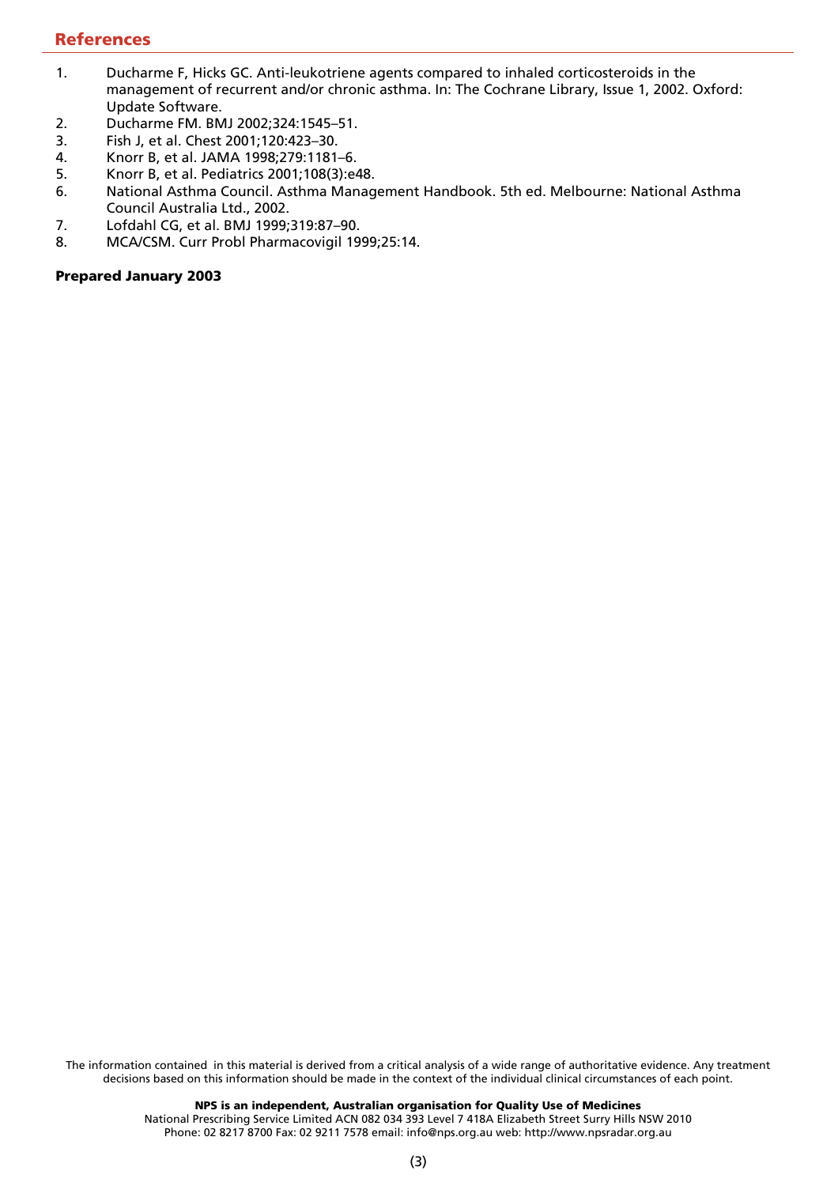## References

1. Ducharme F, Hicks GC. Anti-leukotriene agents compared to inhaled corticosteroids in the management of recurrent and/or chronic asthma. In: The Cochrane Library, Issue 1, 2002. Oxford: Update Software.
2. Ducharme FM. BMJ 2002;324:1545–51.
3. Fish J, et al. Chest 2001;120:423–30.
4. Knorr B, et al. JAMA 1998;279:1181–6.
5. Knorr B, et al. Pediatrics 2001;108(3):e48.
6. National Asthma Council. Asthma Management Handbook. 5th ed. Melbourne: National Asthma Council Australia Ltd., 2002.
7. Lofdahl CG, et al. BMJ 1999;319:87–90.
8. MCA/CSM. Curr Probl Pharmacovigil 1999;25:14.

**Prepared January 2003**

The information contained in this material is derived from a critical analysis of a wide range of authoritative evidence. Any treatment decisions based on this information should be made in the context of the individual clinical circumstances of each point.

**NPS is an independent, Australian organisation for Quality Use of Medicines**
National Prescribing Service Limited ACN 082 034 393 Level 7 418A Elizabeth Street Surry Hills NSW 2010
Phone: 02 8217 8700 Fax: 02 9211 7578 email: info@nps.org.au web: http://www.npsradar.org.au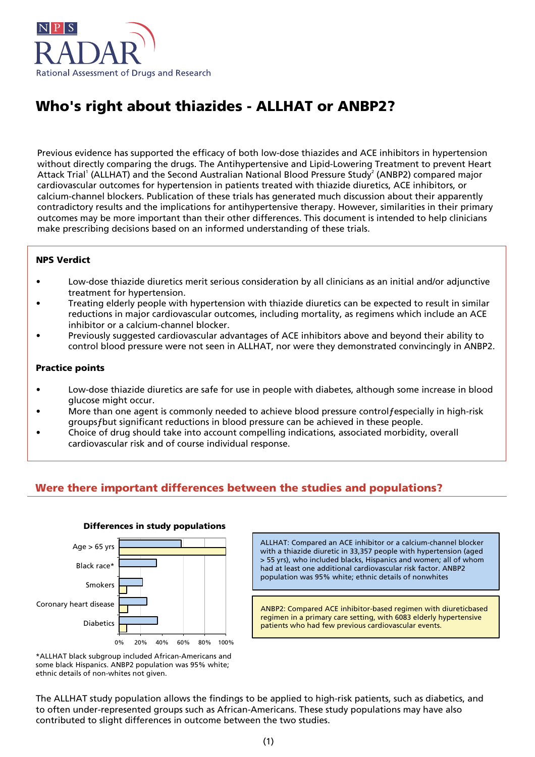NPS RADAR

Rational Assessment of Drugs and Research

# Who's right about thiazides - ALLHAT or ANBP2?

Previous evidence has supported the efficacy of both low-dose thiazides and ACE inhibitors in hypertension without directly comparing the drugs. The Antihypertensive and Lipid-Lowering Treatment to prevent Heart Attack Trial[1] (ALLHAT) and the Second Australian National Blood Pressure Study[2] (ANBP2) compared major cardiovascular outcomes for hypertension in patients treated with thiazide diuretics, ACE inhibitors, or calcium-channel blockers. Publication of these trials has generated much discussion about their apparently contradictory results and the implications for antihypertensive therapy. However, similarities in their primary outcomes may be more important than their other differences. This document is intended to help clinicians make prescribing decisions based on an informed understanding of these trials.

**NPS Verdict**

- Low-dose thiazide diuretics merit serious consideration by all clinicians as an initial and/or adjunctive treatment for hypertension.
- Treating elderly people with hypertension with thiazide diuretics can be expected to result in similar reductions in major cardiovascular outcomes, including mortality, as regimens which include an ACE inhibitor or a calcium-channel blocker.
- Previously suggested cardiovascular advantages of ACE inhibitors above and beyond their ability to control blood pressure were not seen in ALLHAT, nor were they demonstrated convincingly in ANBP2.

**Practice points**

- Low-dose thiazide diuretics are safe for use in people with diabetes, although some increase in blood glucose might occur.
- More than one agent is commonly needed to achieve blood pressure controlƒespecially in high-risk groupsƒbut significant reductions in blood pressure can be achieved in these people.
- Choice of drug should take into account compelling indications, associated morbidity, overall cardiovascular risk and of course individual response.

## Were there important differences between the studies and populations?

**Differences in study populations**

Age > 65 yrs
Black race*
Smokers
Coronary heart disease
Diabetics

0% 20% 40% 60% 80% 100%

*ALLHAT black subgroup included African-Americans and some black Hispanics. ANBP2 population was 95% white; ethnic details of non-whites not given.

ALLHAT: Compared an ACE inhibitor or a calcium-channel blocker with a thiazide diuretic in 33,357 people with hypertension (aged > 55 yrs), who included blacks, Hispanics and women; all of whom had at least one additional cardiovascular risk factor. ANBP2 population was 95% white; ethnic details of nonwhites

ANBP2: Compared ACE inhibitor-based regimen with diureticbased regimen in a primary care setting, with 6083 elderly hypertensive patients who had few previous cardiovascular events.

The ALLHAT study population allows the findings to be applied to high-risk patients, such as diabetics, and to often under-represented groups such as African-Americans. These study populations may have also contributed to slight differences in outcome between the two studies.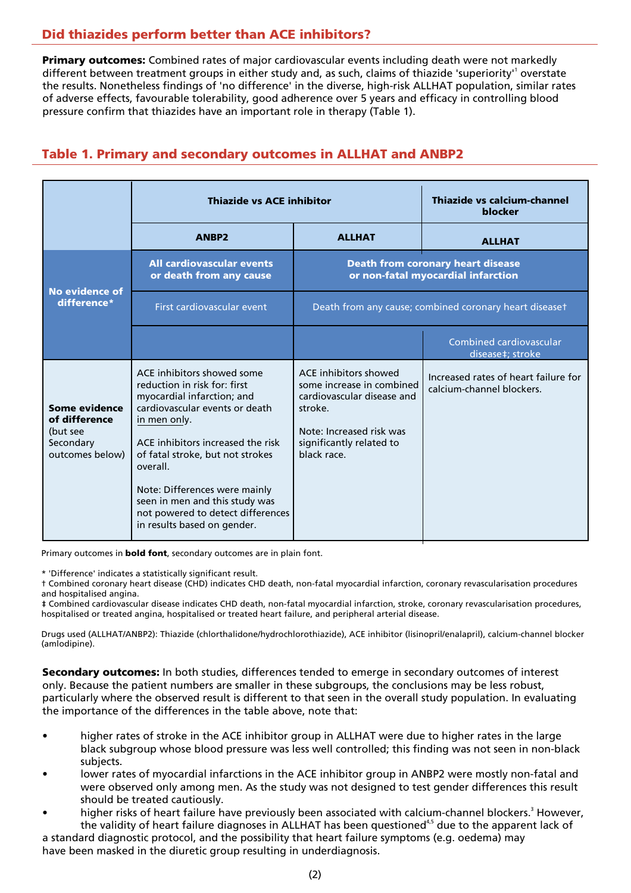## Did thiazides perform better than ACE inhibitors?

**Primary outcomes:** Combined rates of major cardiovascular events including death were not markedly different between treatment groups in either study and, as such, claims of thiazide 'superiority'[1] overstate the results. Nonetheless findings of 'no difference' in the diverse, high-risk ALLHAT population, similar rates of adverse effects, favourable tolerability, good adherence over 5 years and efficacy in controlling blood pressure confirm that thiazides have an important role in therapy (Table 1).

## Table 1. Primary and secondary outcomes in ALLHAT and ANBP2

| | Thiazide vs ACE inhibitor | | Thiazide vs calcium-channel blocker |
|---|---|---|---|
| | **ANBP2** | **ALLHAT** | **ALLHAT** |
| **No evidence of difference*** | **All cardiovascular events or death from any cause** | **Death from coronary heart disease or non-fatal myocardial infarction** | **Death from coronary heart disease or non-fatal myocardial infarction** |
| | First cardiovascular event | Death from any cause; combined coronary heart disease† | Death from any cause; combined coronary heart disease† |
| | | | Combined cardiovascular disease‡; stroke |
| **Some evidence of difference** (but see Secondary outcomes below) | ACE inhibitors showed some reduction in risk for: first myocardial infarction; and cardiovascular events or death in men only.<br><br>ACE inhibitors increased the risk of fatal stroke, but not strokes overall.<br><br>Note: Differences were mainly seen in men and this study was not powered to detect differences in results based on gender. | ACE inhibitors showed some increase in combined cardiovascular disease and stroke.<br><br>Note: Increased risk was significantly related to black race. | Increased rates of heart failure for calcium-channel blockers. |

Primary outcomes in **bold font**, secondary outcomes are in plain font.

\* 'Difference' indicates a statistically significant result.
† Combined coronary heart disease (CHD) indicates CHD death, non-fatal myocardial infarction, coronary revascularisation procedures and hospitalised angina.
‡ Combined cardiovascular disease indicates CHD death, non-fatal myocardial infarction, stroke, coronary revascularisation procedures, hospitalised or treated angina, hospitalised or treated heart failure, and peripheral arterial disease.

Drugs used (ALLHAT/ANBP2): Thiazide (chlorthalidone/hydrochlorothiazide), ACE inhibitor (lisinopril/enalapril), calcium-channel blocker (amlodipine).

**Secondary outcomes:** In both studies, differences tended to emerge in secondary outcomes of interest only. Because the patient numbers are smaller in these subgroups, the conclusions may be less robust, particularly where the observed result is different to that seen in the overall study population. In evaluating the importance of the differences in the table above, note that:

- higher rates of stroke in the ACE inhibitor group in ALLHAT were due to higher rates in the large black subgroup whose blood pressure was less well controlled; this finding was not seen in non-black subjects.
- lower rates of myocardial infarctions in the ACE inhibitor group in ANBP2 were mostly non-fatal and were observed only among men. As the study was not designed to test gender differences this result should be treated cautiously.
- higher risks of heart failure have previously been associated with calcium-channel blockers.[3] However, the validity of heart failure diagnoses in ALLHAT has been questioned[4,5] due to the apparent lack of a standard diagnostic protocol, and the possibility that heart failure symptoms (e.g. oedema) may have been masked in the diuretic group resulting in underdiagnosis.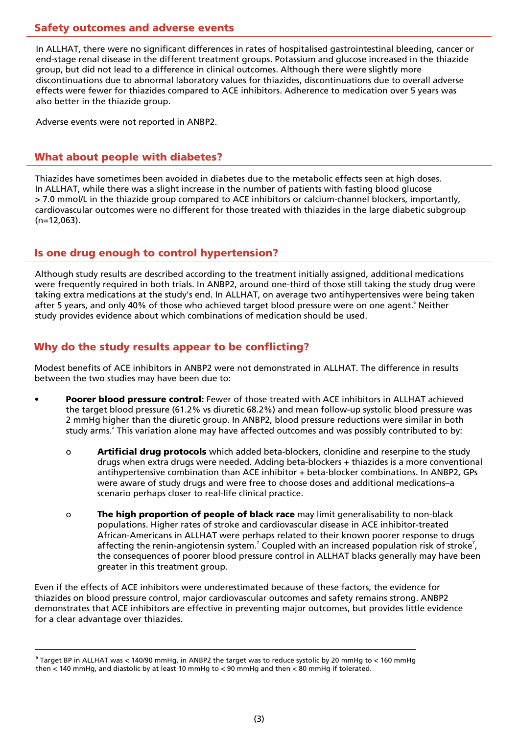## Safety outcomes and adverse events

In ALLHAT, there were no significant differences in rates of hospitalised gastrointestinal bleeding, cancer or end-stage renal disease in the different treatment groups. Potassium and glucose increased in the thiazide group, but did not lead to a difference in clinical outcomes. Although there were slightly more discontinuations due to abnormal laboratory values for thiazides, discontinuations due to overall adverse effects were fewer for thiazides compared to ACE inhibitors. Adherence to medication over 5 years was also better in the thiazide group.

Adverse events were not reported in ANBP2.

## What about people with diabetes?

Thiazides have sometimes been avoided in diabetes due to the metabolic effects seen at high doses. In ALLHAT, while there was a slight increase in the number of patients with fasting blood glucose > 7.0 mmol/L in the thiazide group compared to ACE inhibitors or calcium-channel blockers, importantly, cardiovascular outcomes were no different for those treated with thiazides in the large diabetic subgroup (n=12,063).

## Is one drug enough to control hypertension?

Although study results are described according to the treatment initially assigned, additional medications were frequently required in both trials. In ANBP2, around one-third of those still taking the study drug were taking extra medications at the study's end. In ALLHAT, on average two antihypertensives were being taken after 5 years, and only 40% of those who achieved target blood pressure were on one agent.[6] Neither study provides evidence about which combinations of medication should be used.

## Why do the study results appear to be conflicting?

Modest benefits of ACE inhibitors in ANBP2 were not demonstrated in ALLHAT. The difference in results between the two studies may have been due to:

- **Poorer blood pressure control:** Fewer of those treated with ACE inhibitors in ALLHAT achieved the target blood pressure (61.2% vs diuretic 68.2%) and mean follow-up systolic blood pressure was 2 mmHg higher than the diuretic group. In ANBP2, blood pressure reductions were similar in both study arms.[a] This variation alone may have affected outcomes and was possibly contributed to by:
    - **Artificial drug protocols** which added beta-blockers, clonidine and reserpine to the study drugs when extra drugs were needed. Adding beta-blockers + thiazides is a more conventional antihypertensive combination than ACE inhibitor + beta-blocker combinations. In ANBP2, GPs were aware of study drugs and were free to choose doses and additional medications–a scenario perhaps closer to real-life clinical practice.
    - **The high proportion of people of black race** may limit generalisability to non-black populations. Higher rates of stroke and cardiovascular disease in ACE inhibitor-treated African-Americans in ALLHAT were perhaps related to their known poorer response to drugs affecting the renin-angiotensin system.[7] Coupled with an increased population risk of stroke[7], the consequences of poorer blood pressure control in ALLHAT blacks generally may have been greater in this treatment group.

Even if the effects of ACE inhibitors were underestimated because of these factors, the evidence for thiazides on blood pressure control, major cardiovascular outcomes and safety remains strong. ANBP2 demonstrates that ACE inhibitors are effective in preventing major outcomes, but provides little evidence for a clear advantage over thiazides.

---

[a] Target BP in ALLHAT was < 140/90 mmHg, in ANBP2 the target was to reduce systolic by 20 mmHg to < 160 mmHg then < 140 mmHg, and diastolic by at least 10 mmHg to < 90 mmHg and then < 80 mmHg if tolerated.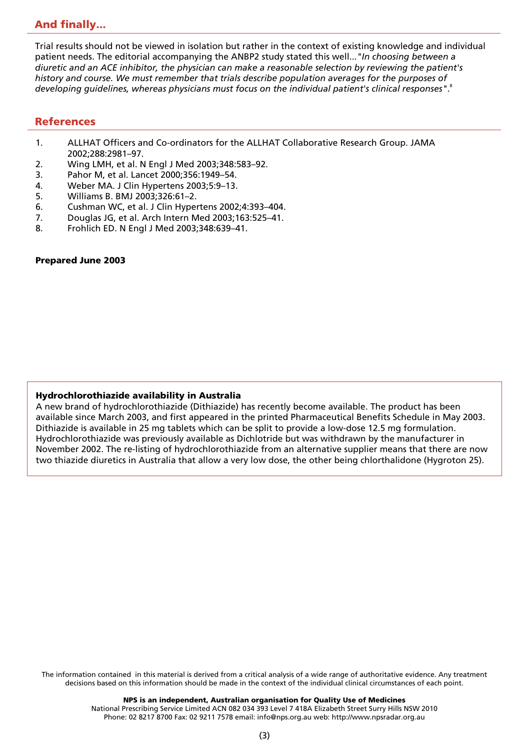## And finally...

Trial results should not be viewed in isolation but rather in the context of existing knowledge and individual patient needs. The editorial accompanying the ANBP2 study stated this well..."*In choosing between a diuretic and an ACE inhibitor, the physician can make a reasonable selection by reviewing the patient's history and course. We must remember that trials describe population averages for the purposes of developing guidelines, whereas physicians must focus on the individual patient's clinical responses*".[8]

## References

1. ALLHAT Officers and Co-ordinators for the ALLHAT Collaborative Research Group. JAMA 2002;288:2981–97.
2. Wing LMH, et al. N Engl J Med 2003;348:583–92.
3. Pahor M, et al. Lancet 2000;356:1949–54.
4. Weber MA. J Clin Hypertens 2003;5:9–13.
5. Williams B. BMJ 2003;326:61–2.
6. Cushman WC, et al. J Clin Hypertens 2002;4:393–404.
7. Douglas JG, et al. Arch Intern Med 2003;163:525–41.
8. Frohlich ED. N Engl J Med 2003;348:639–41.

**Prepared June 2003**

**Hydrochlorothiazide availability in Australia**

A new brand of hydrochlorothiazide (Dithiazide) has recently become available. The product has been available since March 2003, and first appeared in the printed Pharmaceutical Benefits Schedule in May 2003. Dithiazide is available in 25 mg tablets which can be split to provide a low-dose 12.5 mg formulation. Hydrochlorothiazide was previously available as Dichlotride but was withdrawn by the manufacturer in November 2002. The re-listing of hydrochlorothiazide from an alternative supplier means that there are now two thiazide diuretics in Australia that allow a very low dose, the other being chlorthalidone (Hygroton 25).

The information contained in this material is derived from a critical analysis of a wide range of authoritative evidence. Any treatment decisions based on this information should be made in the context of the individual clinical circumstances of each point.

**NPS is an independent, Australian organisation for Quality Use of Medicines**

National Prescribing Service Limited ACN 082 034 393 Level 7 418A Elizabeth Street Surry Hills NSW 2010
Phone: 02 8217 8700 Fax: 02 9211 7578 email: info@nps.org.au web: http://www.npsradar.org.au